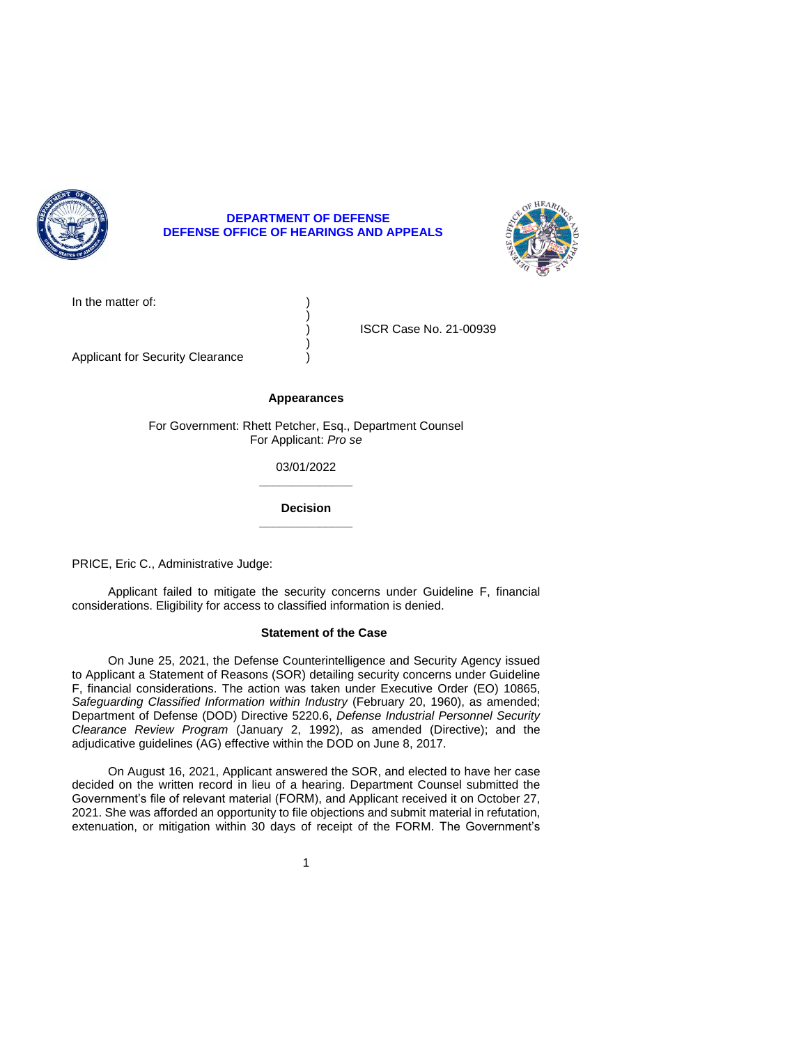**DEPARTMENT OF DEFENSE**
**DEFENSE OFFICE OF HEARINGS AND APPEALS**

| | | |
|---|---|---|
| In the matter of: | ) | |
| | ) | |
| | ) | ISCR Case No. 21-00939 |
| | ) | |
| Applicant for Security Clearance | ) | |

**Appearances**

For Government: Rhett Petcher, Esq., Department Counsel
For Applicant: *Pro se*

03/01/2022

______________

**Decision**

______________

PRICE, Eric C., Administrative Judge:

Applicant failed to mitigate the security concerns under Guideline F, financial considerations. Eligibility for access to classified information is denied.

## Statement of the Case

On June 25, 2021, the Defense Counterintelligence and Security Agency issued to Applicant a Statement of Reasons (SOR) detailing security concerns under Guideline F, financial considerations. The action was taken under Executive Order (EO) 10865, *Safeguarding Classified Information within Industry* (February 20, 1960), as amended; Department of Defense (DOD) Directive 5220.6, *Defense Industrial Personnel Security Clearance Review Program* (January 2, 1992), as amended (Directive); and the adjudicative guidelines (AG) effective within the DOD on June 8, 2017.

On August 16, 2021, Applicant answered the SOR, and elected to have her case decided on the written record in lieu of a hearing. Department Counsel submitted the Government's file of relevant material (FORM), and Applicant received it on October 27, 2021. She was afforded an opportunity to file objections and submit material in refutation, extenuation, or mitigation within 30 days of receipt of the FORM. The Government's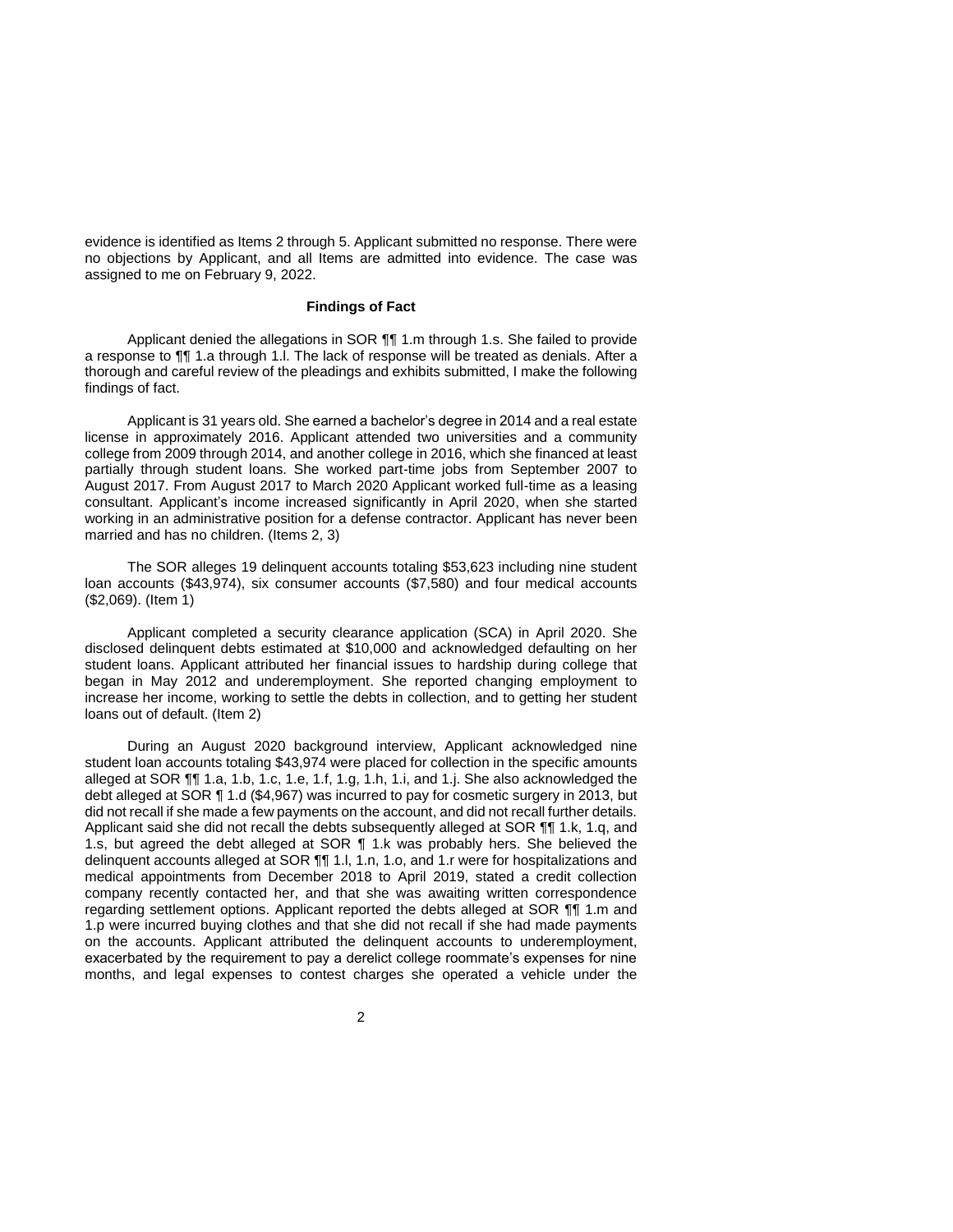evidence is identified as Items 2 through 5. Applicant submitted no response. There were no objections by Applicant, and all Items are admitted into evidence. The case was assigned to me on February 9, 2022.

## Findings of Fact

Applicant denied the allegations in SOR ¶¶ 1.m through 1.s. She failed to provide a response to ¶¶ 1.a through 1.l. The lack of response will be treated as denials. After a thorough and careful review of the pleadings and exhibits submitted, I make the following findings of fact.

Applicant is 31 years old. She earned a bachelor's degree in 2014 and a real estate license in approximately 2016. Applicant attended two universities and a community college from 2009 through 2014, and another college in 2016, which she financed at least partially through student loans. She worked part-time jobs from September 2007 to August 2017. From August 2017 to March 2020 Applicant worked full-time as a leasing consultant. Applicant's income increased significantly in April 2020, when she started working in an administrative position for a defense contractor. Applicant has never been married and has no children. (Items 2, 3)

The SOR alleges 19 delinquent accounts totaling $53,623 including nine student loan accounts ($43,974), six consumer accounts ($7,580) and four medical accounts ($2,069). (Item 1)

Applicant completed a security clearance application (SCA) in April 2020. She disclosed delinquent debts estimated at $10,000 and acknowledged defaulting on her student loans. Applicant attributed her financial issues to hardship during college that began in May 2012 and underemployment. She reported changing employment to increase her income, working to settle the debts in collection, and to getting her student loans out of default. (Item 2)

During an August 2020 background interview, Applicant acknowledged nine student loan accounts totaling $43,974 were placed for collection in the specific amounts alleged at SOR ¶¶ 1.a, 1.b, 1.c, 1.e, 1.f, 1.g, 1.h, 1.i, and 1.j. She also acknowledged the debt alleged at SOR ¶ 1.d ($4,967) was incurred to pay for cosmetic surgery in 2013, but did not recall if she made a few payments on the account, and did not recall further details. Applicant said she did not recall the debts subsequently alleged at SOR ¶¶ 1.k, 1.q, and 1.s, but agreed the debt alleged at SOR ¶ 1.k was probably hers. She believed the delinquent accounts alleged at SOR ¶¶ 1.l, 1.n, 1.o, and 1.r were for hospitalizations and medical appointments from December 2018 to April 2019, stated a credit collection company recently contacted her, and that she was awaiting written correspondence regarding settlement options. Applicant reported the debts alleged at SOR ¶¶ 1.m and 1.p were incurred buying clothes and that she did not recall if she had made payments on the accounts. Applicant attributed the delinquent accounts to underemployment, exacerbated by the requirement to pay a derelict college roommate's expenses for nine months, and legal expenses to contest charges she operated a vehicle under the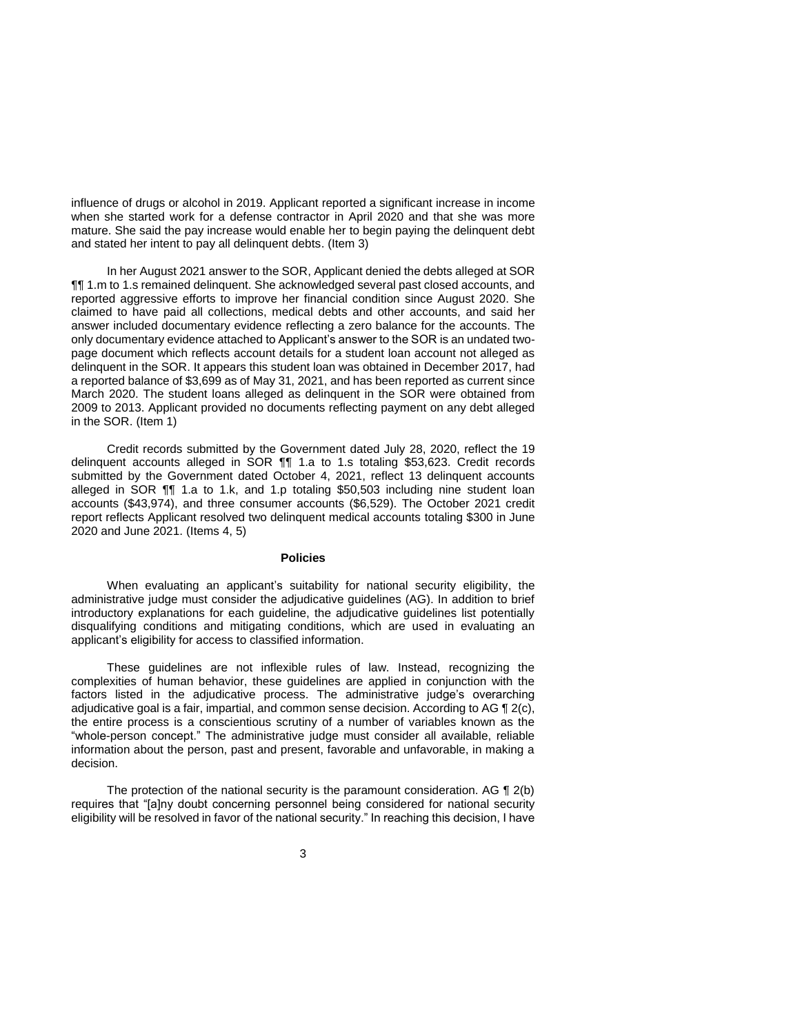influence of drugs or alcohol in 2019. Applicant reported a significant increase in income when she started work for a defense contractor in April 2020 and that she was more mature. She said the pay increase would enable her to begin paying the delinquent debt and stated her intent to pay all delinquent debts. (Item 3)

In her August 2021 answer to the SOR, Applicant denied the debts alleged at SOR ¶¶ 1.m to 1.s remained delinquent. She acknowledged several past closed accounts, and reported aggressive efforts to improve her financial condition since August 2020. She claimed to have paid all collections, medical debts and other accounts, and said her answer included documentary evidence reflecting a zero balance for the accounts. The only documentary evidence attached to Applicant's answer to the SOR is an undated two-page document which reflects account details for a student loan account not alleged as delinquent in the SOR. It appears this student loan was obtained in December 2017, had a reported balance of $3,699 as of May 31, 2021, and has been reported as current since March 2020. The student loans alleged as delinquent in the SOR were obtained from 2009 to 2013. Applicant provided no documents reflecting payment on any debt alleged in the SOR. (Item 1)

Credit records submitted by the Government dated July 28, 2020, reflect the 19 delinquent accounts alleged in SOR ¶¶ 1.a to 1.s totaling $53,623. Credit records submitted by the Government dated October 4, 2021, reflect 13 delinquent accounts alleged in SOR ¶¶ 1.a to 1.k, and 1.p totaling $50,503 including nine student loan accounts ($43,974), and three consumer accounts ($6,529). The October 2021 credit report reflects Applicant resolved two delinquent medical accounts totaling $300 in June 2020 and June 2021. (Items 4, 5)

## Policies

When evaluating an applicant's suitability for national security eligibility, the administrative judge must consider the adjudicative guidelines (AG). In addition to brief introductory explanations for each guideline, the adjudicative guidelines list potentially disqualifying conditions and mitigating conditions, which are used in evaluating an applicant's eligibility for access to classified information.

These guidelines are not inflexible rules of law. Instead, recognizing the complexities of human behavior, these guidelines are applied in conjunction with the factors listed in the adjudicative process. The administrative judge's overarching adjudicative goal is a fair, impartial, and common sense decision. According to AG ¶ 2(c), the entire process is a conscientious scrutiny of a number of variables known as the "whole-person concept." The administrative judge must consider all available, reliable information about the person, past and present, favorable and unfavorable, in making a decision.

The protection of the national security is the paramount consideration. AG ¶ 2(b) requires that "[a]ny doubt concerning personnel being considered for national security eligibility will be resolved in favor of the national security." In reaching this decision, I have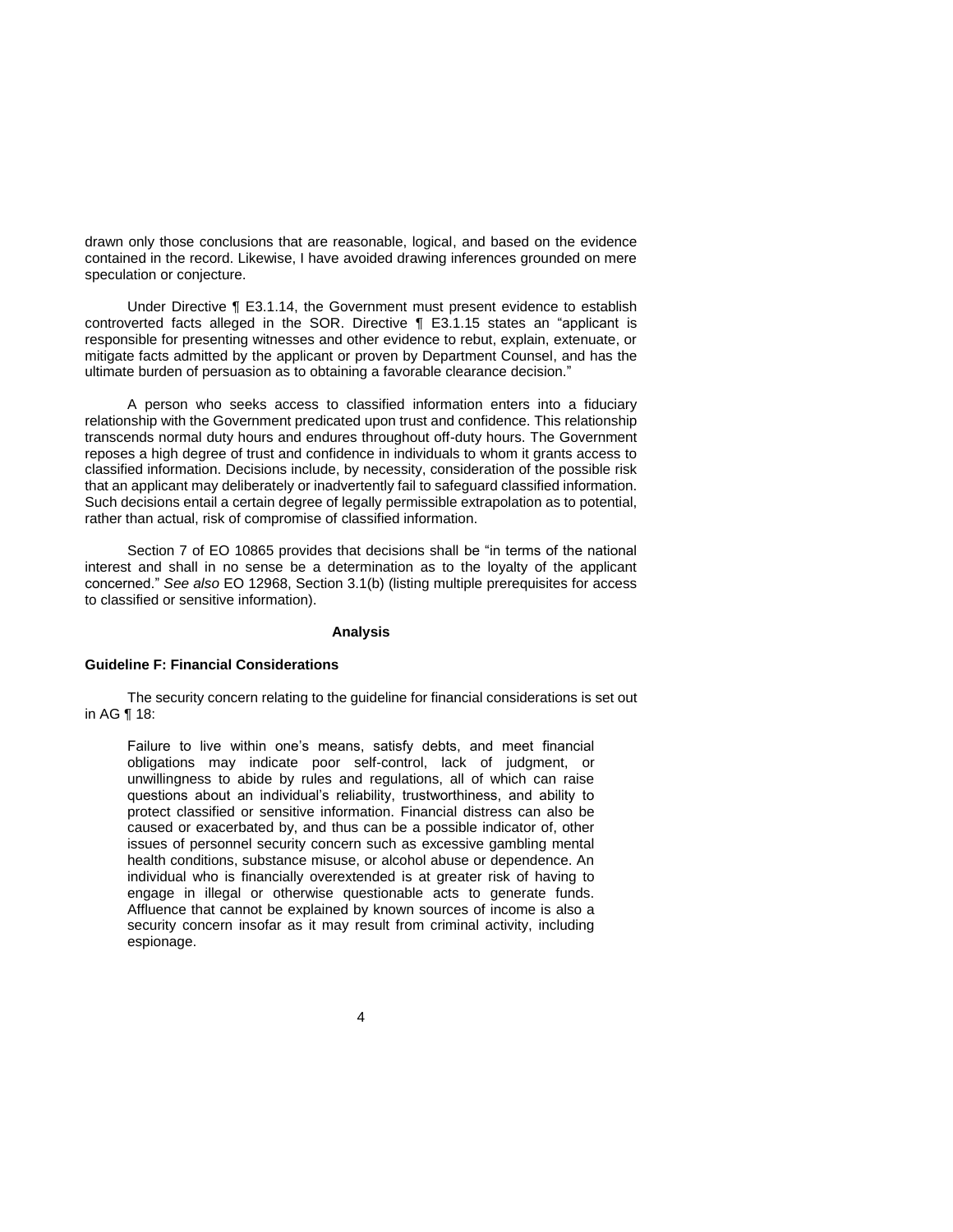drawn only those conclusions that are reasonable, logical, and based on the evidence contained in the record. Likewise, I have avoided drawing inferences grounded on mere speculation or conjecture.

Under Directive ¶ E3.1.14, the Government must present evidence to establish controverted facts alleged in the SOR. Directive ¶ E3.1.15 states an "applicant is responsible for presenting witnesses and other evidence to rebut, explain, extenuate, or mitigate facts admitted by the applicant or proven by Department Counsel, and has the ultimate burden of persuasion as to obtaining a favorable clearance decision."

A person who seeks access to classified information enters into a fiduciary relationship with the Government predicated upon trust and confidence. This relationship transcends normal duty hours and endures throughout off-duty hours. The Government reposes a high degree of trust and confidence in individuals to whom it grants access to classified information. Decisions include, by necessity, consideration of the possible risk that an applicant may deliberately or inadvertently fail to safeguard classified information. Such decisions entail a certain degree of legally permissible extrapolation as to potential, rather than actual, risk of compromise of classified information.

Section 7 of EO 10865 provides that decisions shall be "in terms of the national interest and shall in no sense be a determination as to the loyalty of the applicant concerned." *See also* EO 12968, Section 3.1(b) (listing multiple prerequisites for access to classified or sensitive information).

## Analysis

### Guideline F: Financial Considerations

The security concern relating to the guideline for financial considerations is set out in AG ¶ 18:

> Failure to live within one's means, satisfy debts, and meet financial obligations may indicate poor self-control, lack of judgment, or unwillingness to abide by rules and regulations, all of which can raise questions about an individual's reliability, trustworthiness, and ability to protect classified or sensitive information. Financial distress can also be caused or exacerbated by, and thus can be a possible indicator of, other issues of personnel security concern such as excessive gambling mental health conditions, substance misuse, or alcohol abuse or dependence. An individual who is financially overextended is at greater risk of having to engage in illegal or otherwise questionable acts to generate funds. Affluence that cannot be explained by known sources of income is also a security concern insofar as it may result from criminal activity, including espionage.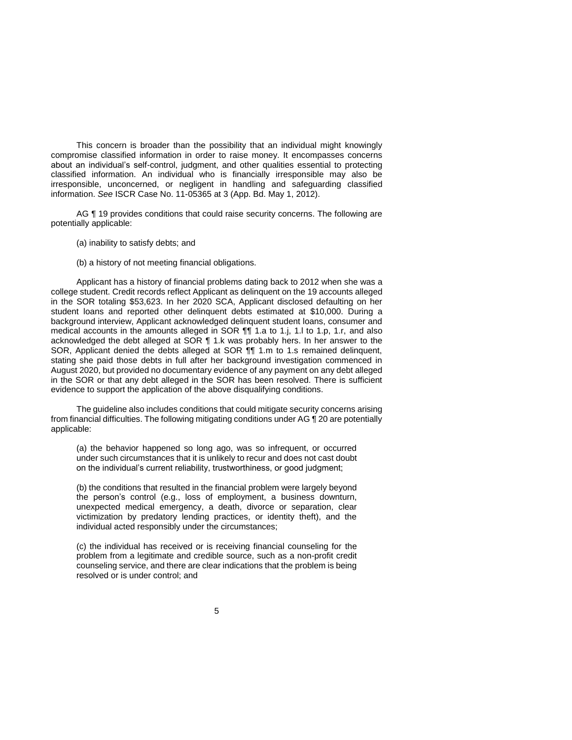This concern is broader than the possibility that an individual might knowingly compromise classified information in order to raise money. It encompasses concerns about an individual's self-control, judgment, and other qualities essential to protecting classified information. An individual who is financially irresponsible may also be irresponsible, unconcerned, or negligent in handling and safeguarding classified information. *See* ISCR Case No. 11-05365 at 3 (App. Bd. May 1, 2012).

AG ¶ 19 provides conditions that could raise security concerns. The following are potentially applicable:

(a) inability to satisfy debts; and

(b) a history of not meeting financial obligations.

Applicant has a history of financial problems dating back to 2012 when she was a college student. Credit records reflect Applicant as delinquent on the 19 accounts alleged in the SOR totaling $53,623. In her 2020 SCA, Applicant disclosed defaulting on her student loans and reported other delinquent debts estimated at $10,000. During a background interview, Applicant acknowledged delinquent student loans, consumer and medical accounts in the amounts alleged in SOR ¶¶ 1.a to 1.j, 1.l to 1.p, 1.r, and also acknowledged the debt alleged at SOR ¶ 1.k was probably hers. In her answer to the SOR, Applicant denied the debts alleged at SOR ¶¶ 1.m to 1.s remained delinquent, stating she paid those debts in full after her background investigation commenced in August 2020, but provided no documentary evidence of any payment on any debt alleged in the SOR or that any debt alleged in the SOR has been resolved. There is sufficient evidence to support the application of the above disqualifying conditions.

The guideline also includes conditions that could mitigate security concerns arising from financial difficulties. The following mitigating conditions under AG ¶ 20 are potentially applicable:

> (a) the behavior happened so long ago, was so infrequent, or occurred under such circumstances that it is unlikely to recur and does not cast doubt on the individual's current reliability, trustworthiness, or good judgment;
>
> (b) the conditions that resulted in the financial problem were largely beyond the person's control (e.g., loss of employment, a business downturn, unexpected medical emergency, a death, divorce or separation, clear victimization by predatory lending practices, or identity theft), and the individual acted responsibly under the circumstances;
>
> (c) the individual has received or is receiving financial counseling for the problem from a legitimate and credible source, such as a non-profit credit counseling service, and there are clear indications that the problem is being resolved or is under control; and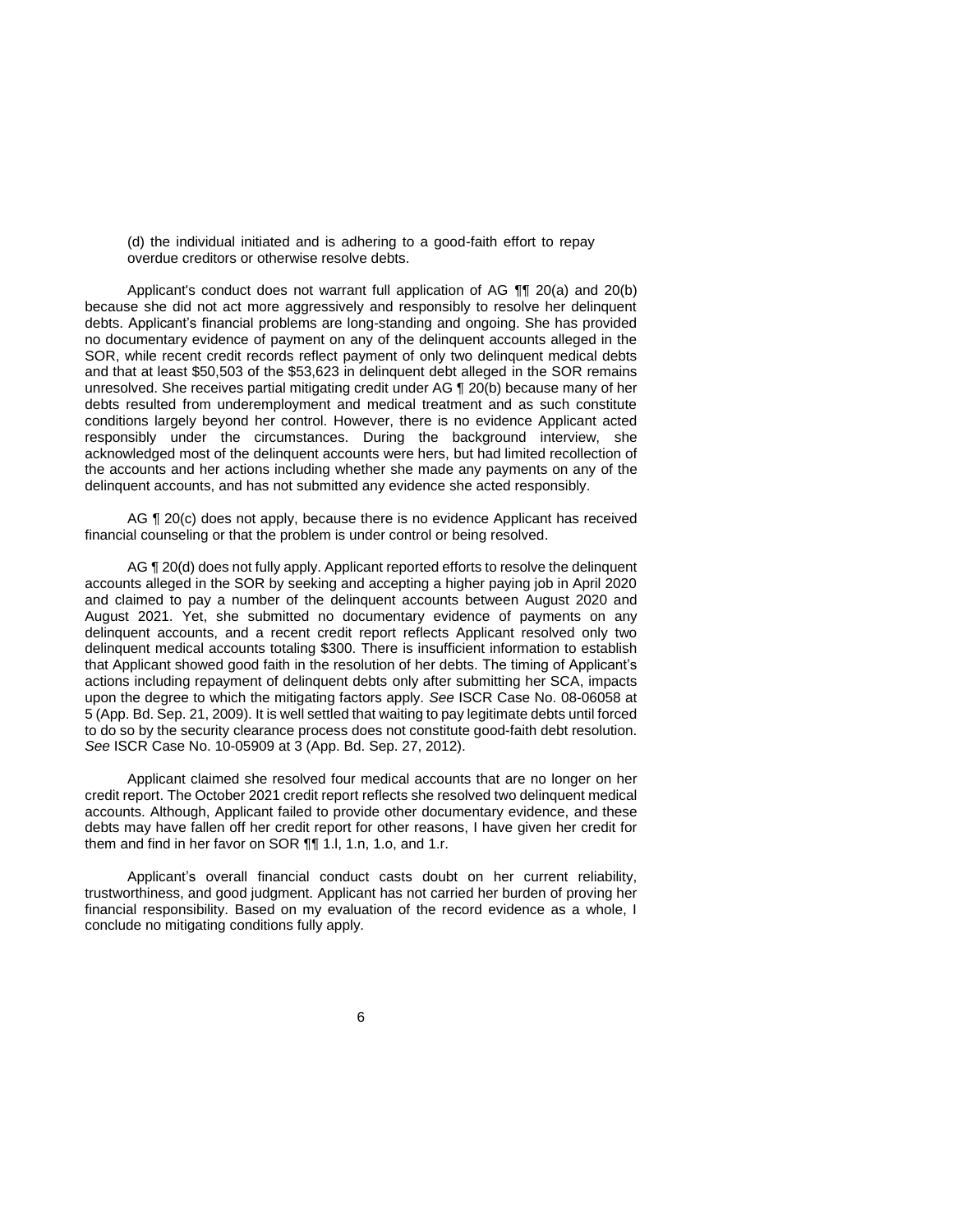(d) the individual initiated and is adhering to a good-faith effort to repay overdue creditors or otherwise resolve debts.

Applicant's conduct does not warrant full application of AG ¶¶ 20(a) and 20(b) because she did not act more aggressively and responsibly to resolve her delinquent debts. Applicant's financial problems are long-standing and ongoing. She has provided no documentary evidence of payment on any of the delinquent accounts alleged in the SOR, while recent credit records reflect payment of only two delinquent medical debts and that at least $50,503 of the $53,623 in delinquent debt alleged in the SOR remains unresolved. She receives partial mitigating credit under AG ¶ 20(b) because many of her debts resulted from underemployment and medical treatment and as such constitute conditions largely beyond her control. However, there is no evidence Applicant acted responsibly under the circumstances. During the background interview, she acknowledged most of the delinquent accounts were hers, but had limited recollection of the accounts and her actions including whether she made any payments on any of the delinquent accounts, and has not submitted any evidence she acted responsibly.

AG ¶ 20(c) does not apply, because there is no evidence Applicant has received financial counseling or that the problem is under control or being resolved.

AG ¶ 20(d) does not fully apply. Applicant reported efforts to resolve the delinquent accounts alleged in the SOR by seeking and accepting a higher paying job in April 2020 and claimed to pay a number of the delinquent accounts between August 2020 and August 2021. Yet, she submitted no documentary evidence of payments on any delinquent accounts, and a recent credit report reflects Applicant resolved only two delinquent medical accounts totaling $300. There is insufficient information to establish that Applicant showed good faith in the resolution of her debts. The timing of Applicant's actions including repayment of delinquent debts only after submitting her SCA, impacts upon the degree to which the mitigating factors apply. *See* ISCR Case No. 08-06058 at 5 (App. Bd. Sep. 21, 2009). It is well settled that waiting to pay legitimate debts until forced to do so by the security clearance process does not constitute good-faith debt resolution. *See* ISCR Case No. 10-05909 at 3 (App. Bd. Sep. 27, 2012).

Applicant claimed she resolved four medical accounts that are no longer on her credit report. The October 2021 credit report reflects she resolved two delinquent medical accounts. Although, Applicant failed to provide other documentary evidence, and these debts may have fallen off her credit report for other reasons, I have given her credit for them and find in her favor on SOR ¶¶ 1.l, 1.n, 1.o, and 1.r.

Applicant's overall financial conduct casts doubt on her current reliability, trustworthiness, and good judgment. Applicant has not carried her burden of proving her financial responsibility. Based on my evaluation of the record evidence as a whole, I conclude no mitigating conditions fully apply.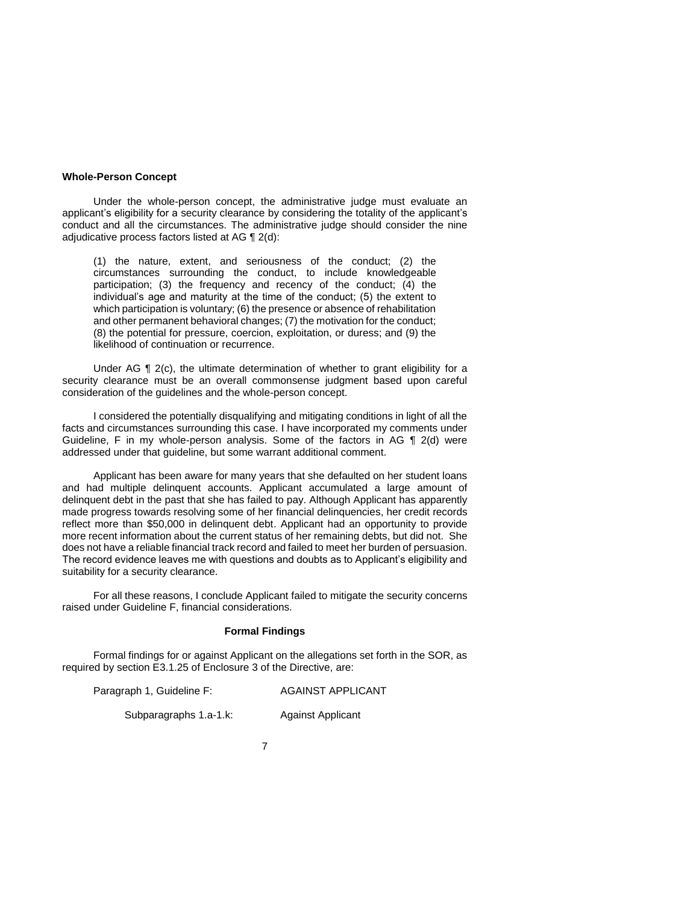**Whole-Person Concept**

Under the whole-person concept, the administrative judge must evaluate an applicant's eligibility for a security clearance by considering the totality of the applicant's conduct and all the circumstances. The administrative judge should consider the nine adjudicative process factors listed at AG ¶ 2(d):

> (1) the nature, extent, and seriousness of the conduct; (2) the circumstances surrounding the conduct, to include knowledgeable participation; (3) the frequency and recency of the conduct; (4) the individual's age and maturity at the time of the conduct; (5) the extent to which participation is voluntary; (6) the presence or absence of rehabilitation and other permanent behavioral changes; (7) the motivation for the conduct; (8) the potential for pressure, coercion, exploitation, or duress; and (9) the likelihood of continuation or recurrence.

Under AG ¶ 2(c), the ultimate determination of whether to grant eligibility for a security clearance must be an overall commonsense judgment based upon careful consideration of the guidelines and the whole-person concept.

I considered the potentially disqualifying and mitigating conditions in light of all the facts and circumstances surrounding this case. I have incorporated my comments under Guideline, F in my whole-person analysis. Some of the factors in AG ¶ 2(d) were addressed under that guideline, but some warrant additional comment.

Applicant has been aware for many years that she defaulted on her student loans and had multiple delinquent accounts. Applicant accumulated a large amount of delinquent debt in the past that she has failed to pay. Although Applicant has apparently made progress towards resolving some of her financial delinquencies, her credit records reflect more than $50,000 in delinquent debt. Applicant had an opportunity to provide more recent information about the current status of her remaining debts, but did not. She does not have a reliable financial track record and failed to meet her burden of persuasion. The record evidence leaves me with questions and doubts as to Applicant's eligibility and suitability for a security clearance.

For all these reasons, I conclude Applicant failed to mitigate the security concerns raised under Guideline F, financial considerations.

**Formal Findings**

Formal findings for or against Applicant on the allegations set forth in the SOR, as required by section E3.1.25 of Enclosure 3 of the Directive, are:

| | |
|---|---|
| Paragraph 1, Guideline F: | AGAINST APPLICANT |
| Subparagraphs 1.a-1.k: | Against Applicant |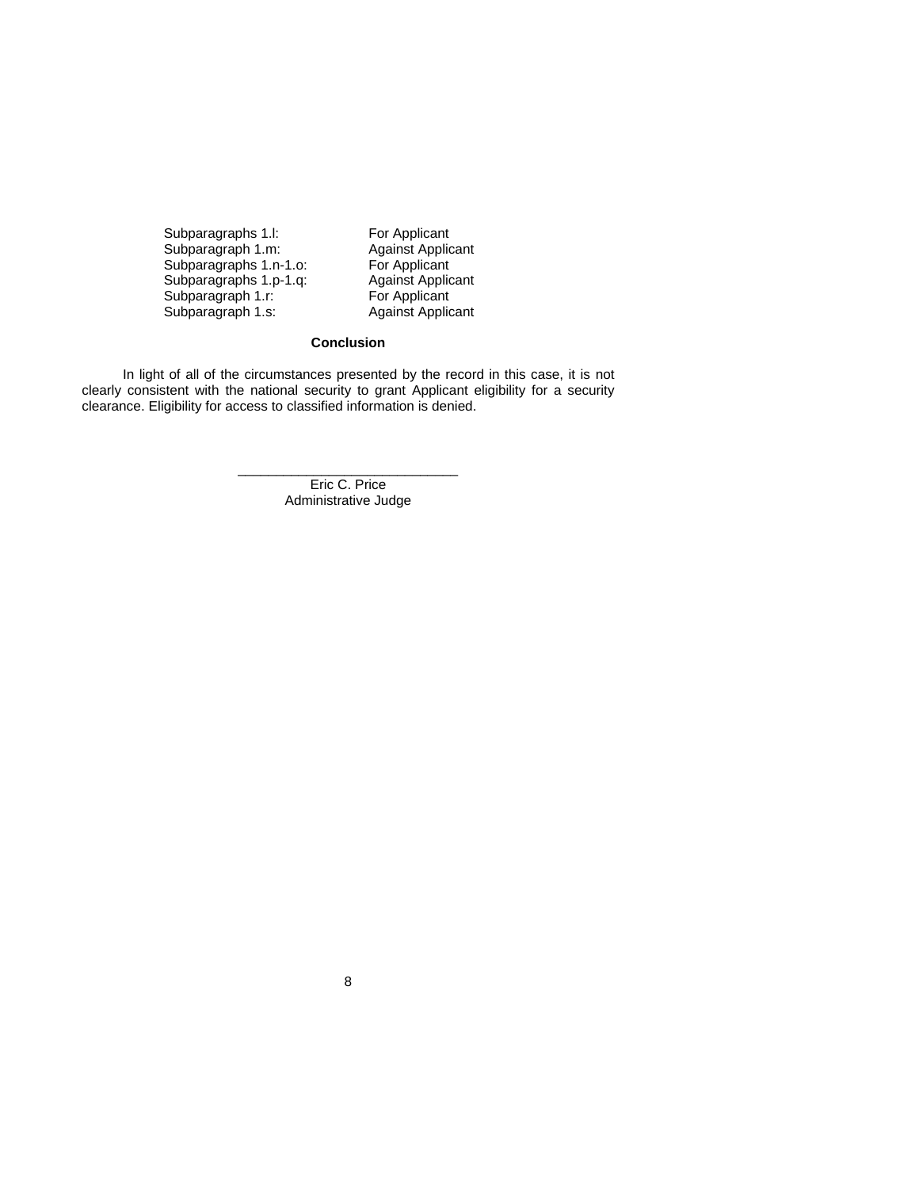| | |
|---|---|
| Subparagraphs 1.l: | For Applicant |
| Subparagraph 1.m: | Against Applicant |
| Subparagraphs 1.n-1.o: | For Applicant |
| Subparagraphs 1.p-1.q: | Against Applicant |
| Subparagraph 1.r: | For Applicant |
| Subparagraph 1.s: | Against Applicant |

## Conclusion

In light of all of the circumstances presented by the record in this case, it is not clearly consistent with the national security to grant Applicant eligibility for a security clearance. Eligibility for access to classified information is denied.

______________________________

Eric C. Price
Administrative Judge